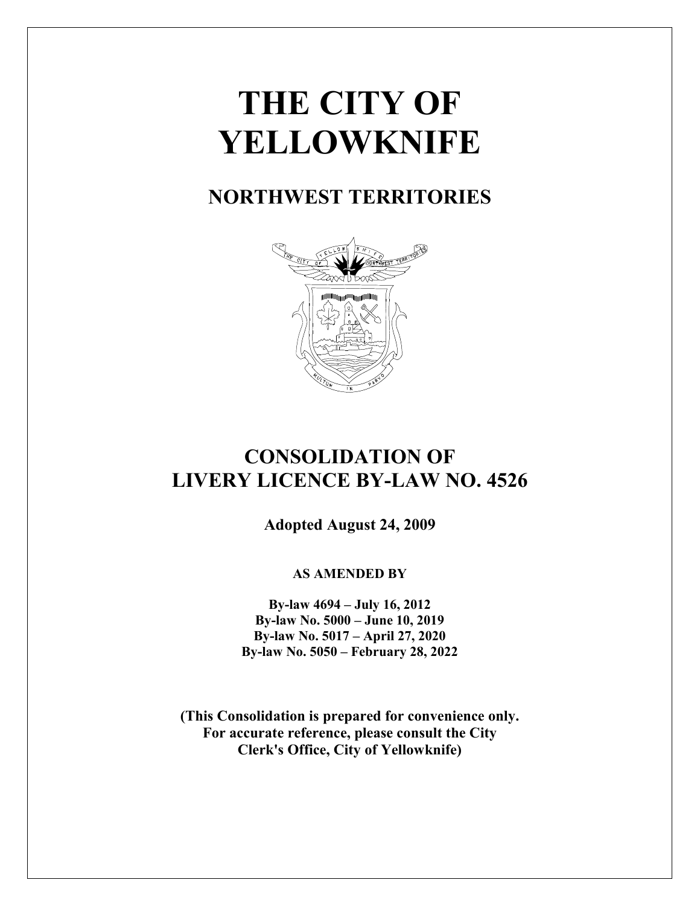# THE CITY OF YELLOWKNIFE

## NORTHWEST TERRITORIES

## CONSOLIDATION OF LIVERY LICENCE BY-LAW NO. 4526

**Adopted August 24, 2009**

**AS AMENDED BY**

**By-law 4694 – July 16, 2012**
**By-law No. 5000 – June 10, 2019**
**By-law No. 5017 – April 27, 2020**
**By-law No. 5050 – February 28, 2022**

**(This Consolidation is prepared for convenience only. For accurate reference, please consult the City Clerk's Office, City of Yellowknife)**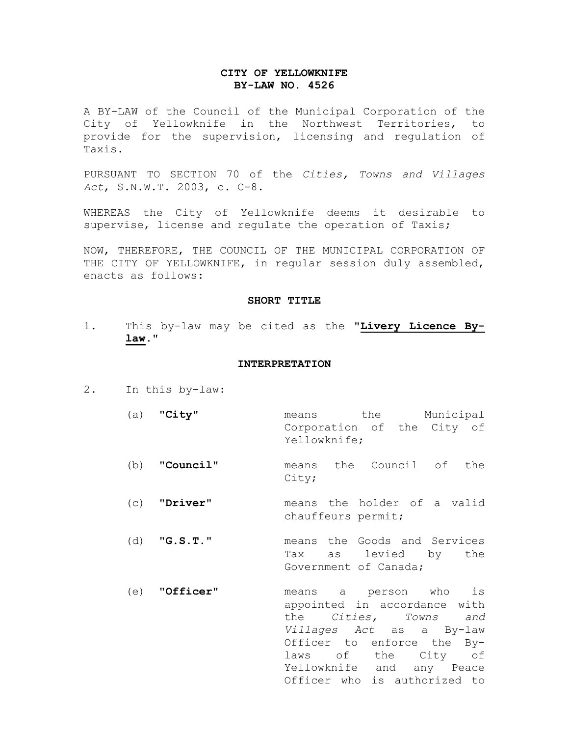# CITY OF YELLOWKNIFE
# BY-LAW NO. 4526

A BY-LAW of the Council of the Municipal Corporation of the City of Yellowknife in the Northwest Territories, to provide for the supervision, licensing and regulation of Taxis.

PURSUANT TO SECTION 70 of the *Cities, Towns and Villages Act*, S.N.W.T. 2003, c. C-8.

WHEREAS the City of Yellowknife deems it desirable to supervise, license and regulate the operation of Taxis;

NOW, THEREFORE, THE COUNCIL OF THE MUNICIPAL CORPORATION OF THE CITY OF YELLOWKNIFE, in regular session duly assembled, enacts as follows:

## SHORT TITLE

1. This by-law may be cited as the "**Livery Licence By-law**."

## INTERPRETATION

2. In this by-law:

   (a) "**City**" means the Municipal Corporation of the City of Yellowknife;

   (b) "**Council**" means the Council of the City;

   (c) "**Driver**" means the holder of a valid chauffeurs permit;

   (d) "**G.S.T.**" means the Goods and Services Tax as levied by the Government of Canada;

   (e) "**Officer**" means a person who is appointed in accordance with the *Cities, Towns and Villages Act* as a By-law Officer to enforce the By-laws of the City of Yellowknife and any Peace Officer who is authorized to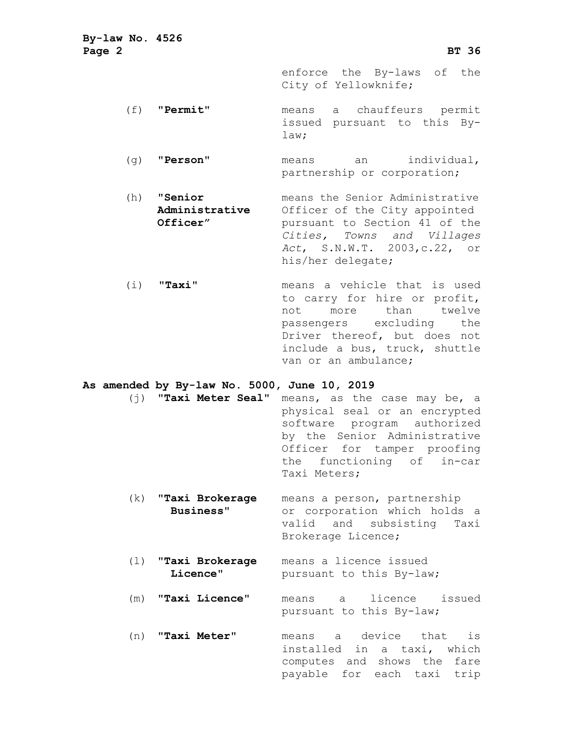enforce the By-laws of the City of Yellowknife;

(f) **"Permit"** means a chauffeurs permit issued pursuant to this By-law;

(g) **"Person"** means an individual, partnership or corporation;

(h) **"Senior Administrative Officer"** means the Senior Administrative Officer of the City appointed pursuant to Section 41 of the *Cities, Towns and Villages Act*, S.N.W.T. 2003,c.22, or his/her delegate;

(i) **"Taxi"** means a vehicle that is used to carry for hire or profit, not more than twelve passengers excluding the Driver thereof, but does not include a bus, truck, shuttle van or an ambulance;

**As amended by By-law No. 5000, June 10, 2019**

(j) **"Taxi Meter Seal"** means, as the case may be, a physical seal or an encrypted software program authorized by the Senior Administrative Officer for tamper proofing the functioning of in-car Taxi Meters;

(k) **"Taxi Brokerage Business"** means a person, partnership or corporation which holds a valid and subsisting Taxi Brokerage Licence;

(l) **"Taxi Brokerage Licence"** means a licence issued pursuant to this By-law;

(m) **"Taxi Licence"** means a licence issued pursuant to this By-law;

(n) **"Taxi Meter"** means a device that is installed in a taxi, which computes and shows the fare payable for each taxi trip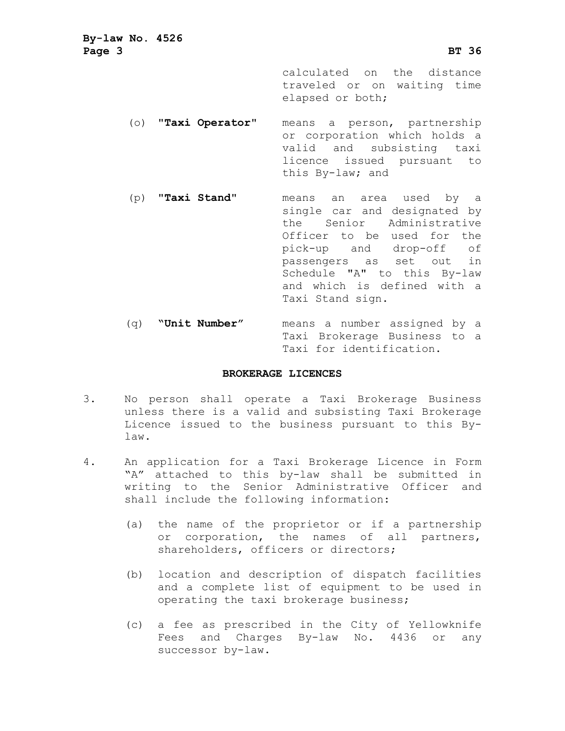calculated on the distance traveled or on waiting time elapsed or both;

(o) **"Taxi Operator"** means a person, partnership or corporation which holds a valid and subsisting taxi licence issued pursuant to this By-law; and

(p) **"Taxi Stand"** means an area used by a single car and designated by the Senior Administrative Officer to be used for the pick-up and drop-off of passengers as set out in Schedule "A" to this By-law and which is defined with a Taxi Stand sign.

(q) **"Unit Number"** means a number assigned by a Taxi Brokerage Business to a Taxi for identification.

## BROKERAGE LICENCES

3. No person shall operate a Taxi Brokerage Business unless there is a valid and subsisting Taxi Brokerage Licence issued to the business pursuant to this By-law.

4. An application for a Taxi Brokerage Licence in Form "A" attached to this by-law shall be submitted in writing to the Senior Administrative Officer and shall include the following information:

   (a) the name of the proprietor or if a partnership or corporation, the names of all partners, shareholders, officers or directors;

   (b) location and description of dispatch facilities and a complete list of equipment to be used in operating the taxi brokerage business;

   (c) a fee as prescribed in the City of Yellowknife Fees and Charges By-law No. 4436 or any successor by-law.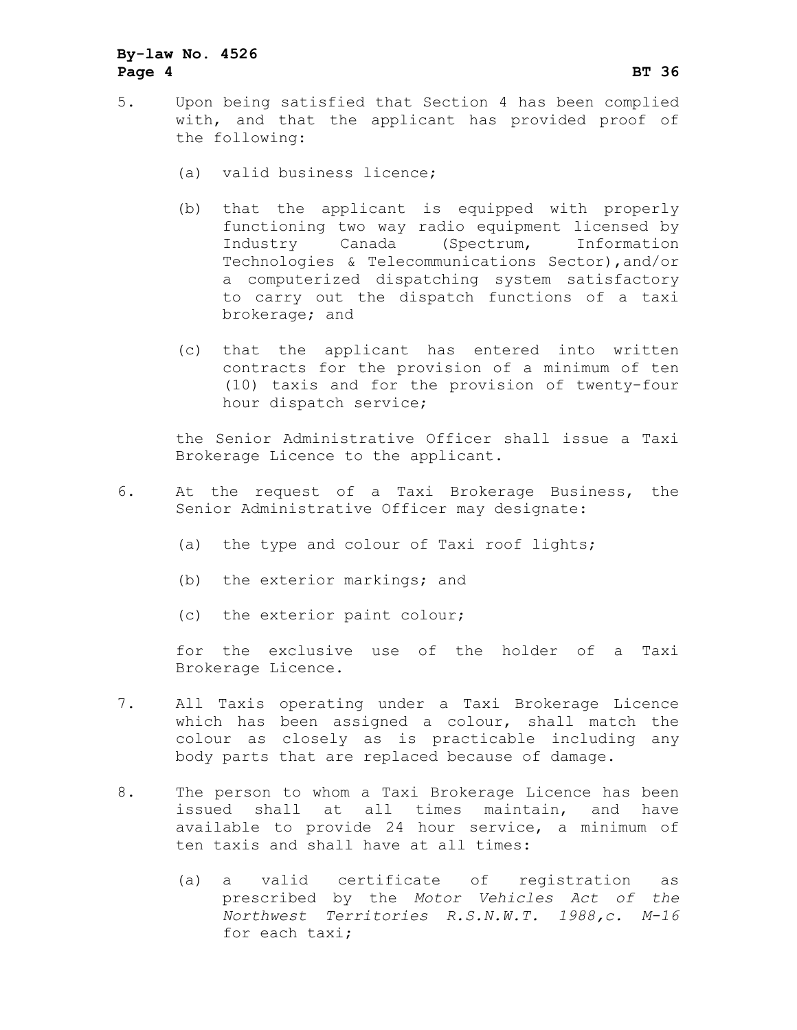5. Upon being satisfied that Section 4 has been complied with, and that the applicant has provided proof of the following:

   (a) valid business licence;

   (b) that the applicant is equipped with properly functioning two way radio equipment licensed by Industry Canada (Spectrum, Information Technologies & Telecommunications Sector),and/or a computerized dispatching system satisfactory to carry out the dispatch functions of a taxi brokerage; and

   (c) that the applicant has entered into written contracts for the provision of a minimum of ten (10) taxis and for the provision of twenty-four hour dispatch service;

   the Senior Administrative Officer shall issue a Taxi Brokerage Licence to the applicant.

6. At the request of a Taxi Brokerage Business, the Senior Administrative Officer may designate:

   (a) the type and colour of Taxi roof lights;

   (b) the exterior markings; and

   (c) the exterior paint colour;

   for the exclusive use of the holder of a Taxi Brokerage Licence.

7. All Taxis operating under a Taxi Brokerage Licence which has been assigned a colour, shall match the colour as closely as is practicable including any body parts that are replaced because of damage.

8. The person to whom a Taxi Brokerage Licence has been issued shall at all times maintain, and have available to provide 24 hour service, a minimum of ten taxis and shall have at all times:

   (a) a valid certificate of registration as prescribed by the *Motor Vehicles Act of the Northwest Territories R.S.N.W.T. 1988,c. M-16* for each taxi;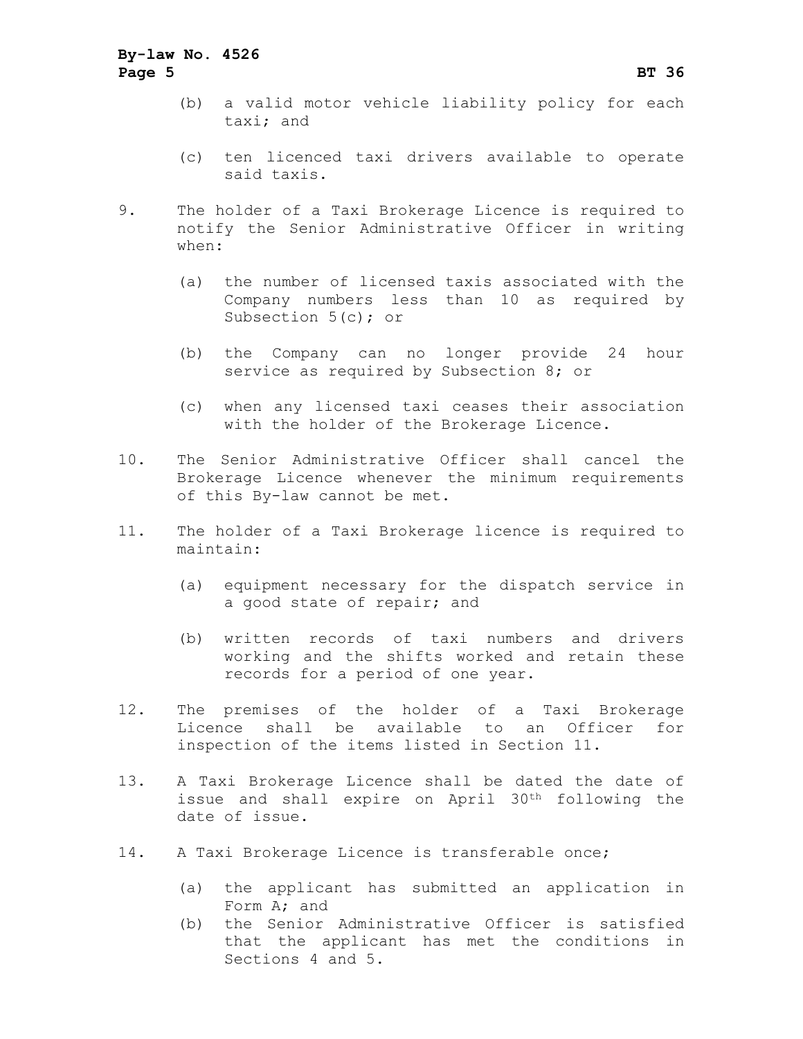(b) a valid motor vehicle liability policy for each taxi; and

(c) ten licenced taxi drivers available to operate said taxis.

9. The holder of a Taxi Brokerage Licence is required to notify the Senior Administrative Officer in writing when:

   (a) the number of licensed taxis associated with the Company numbers less than 10 as required by Subsection 5(c); or

   (b) the Company can no longer provide 24 hour service as required by Subsection 8; or

   (c) when any licensed taxi ceases their association with the holder of the Brokerage Licence.

10. The Senior Administrative Officer shall cancel the Brokerage Licence whenever the minimum requirements of this By-law cannot be met.

11. The holder of a Taxi Brokerage licence is required to maintain:

   (a) equipment necessary for the dispatch service in a good state of repair; and

   (b) written records of taxi numbers and drivers working and the shifts worked and retain these records for a period of one year.

12. The premises of the holder of a Taxi Brokerage Licence shall be available to an Officer for inspection of the items listed in Section 11.

13. A Taxi Brokerage Licence shall be dated the date of issue and shall expire on April 30th following the date of issue.

14. A Taxi Brokerage Licence is transferable once;

   (a) the applicant has submitted an application in Form A; and
   (b) the Senior Administrative Officer is satisfied that the applicant has met the conditions in Sections 4 and 5.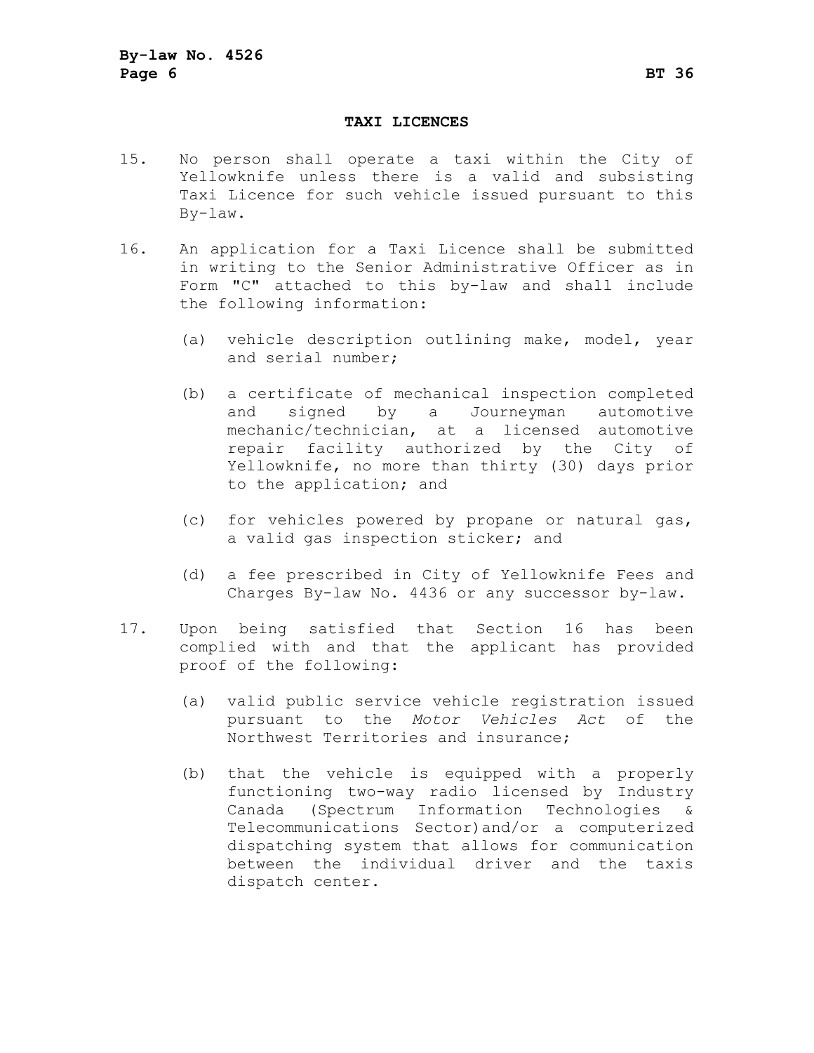## TAXI LICENCES

15. No person shall operate a taxi within the City of Yellowknife unless there is a valid and subsisting Taxi Licence for such vehicle issued pursuant to this By-law.

16. An application for a Taxi Licence shall be submitted in writing to the Senior Administrative Officer as in Form "C" attached to this by-law and shall include the following information:

    (a) vehicle description outlining make, model, year and serial number;

    (b) a certificate of mechanical inspection completed and signed by a Journeyman automotive mechanic/technician, at a licensed automotive repair facility authorized by the City of Yellowknife, no more than thirty (30) days prior to the application; and

    (c) for vehicles powered by propane or natural gas, a valid gas inspection sticker; and

    (d) a fee prescribed in City of Yellowknife Fees and Charges By-law No. 4436 or any successor by-law.

17. Upon being satisfied that Section 16 has been complied with and that the applicant has provided proof of the following:

    (a) valid public service vehicle registration issued pursuant to the *Motor Vehicles Act* of the Northwest Territories and insurance;

    (b) that the vehicle is equipped with a properly functioning two-way radio licensed by Industry Canada (Spectrum Information Technologies & Telecommunications Sector)and/or a computerized dispatching system that allows for communication between the individual driver and the taxis dispatch center.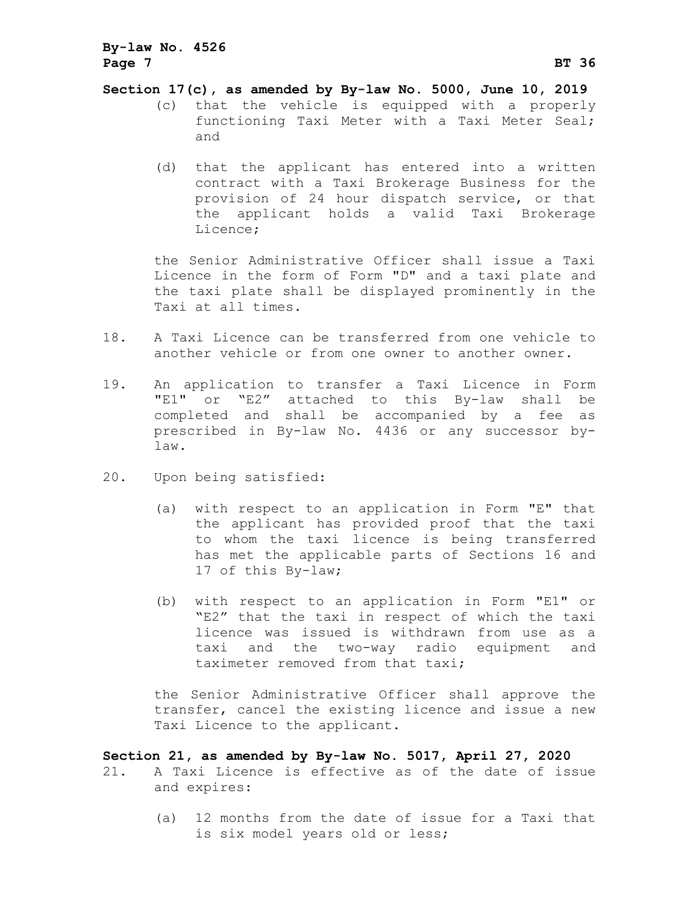**Section 17(c), as amended by By-law No. 5000, June 10, 2019**

(c) that the vehicle is equipped with a properly functioning Taxi Meter with a Taxi Meter Seal; and

(d) that the applicant has entered into a written contract with a Taxi Brokerage Business for the provision of 24 hour dispatch service, or that the applicant holds a valid Taxi Brokerage Licence;

the Senior Administrative Officer shall issue a Taxi Licence in the form of Form "D" and a taxi plate and the taxi plate shall be displayed prominently in the Taxi at all times.

18. A Taxi Licence can be transferred from one vehicle to another vehicle or from one owner to another owner.

19. An application to transfer a Taxi Licence in Form "E1" or "E2" attached to this By-law shall be completed and shall be accompanied by a fee as prescribed in By-law No. 4436 or any successor by-law.

20. Upon being satisfied:

(a) with respect to an application in Form "E" that the applicant has provided proof that the taxi to whom the taxi licence is being transferred has met the applicable parts of Sections 16 and 17 of this By-law;

(b) with respect to an application in Form "E1" or "E2" that the taxi in respect of which the taxi licence was issued is withdrawn from use as a taxi and the two-way radio equipment and taximeter removed from that taxi;

the Senior Administrative Officer shall approve the transfer, cancel the existing licence and issue a new Taxi Licence to the applicant.

**Section 21, as amended by By-law No. 5017, April 27, 2020**

21. A Taxi Licence is effective as of the date of issue and expires:

(a) 12 months from the date of issue for a Taxi that is six model years old or less;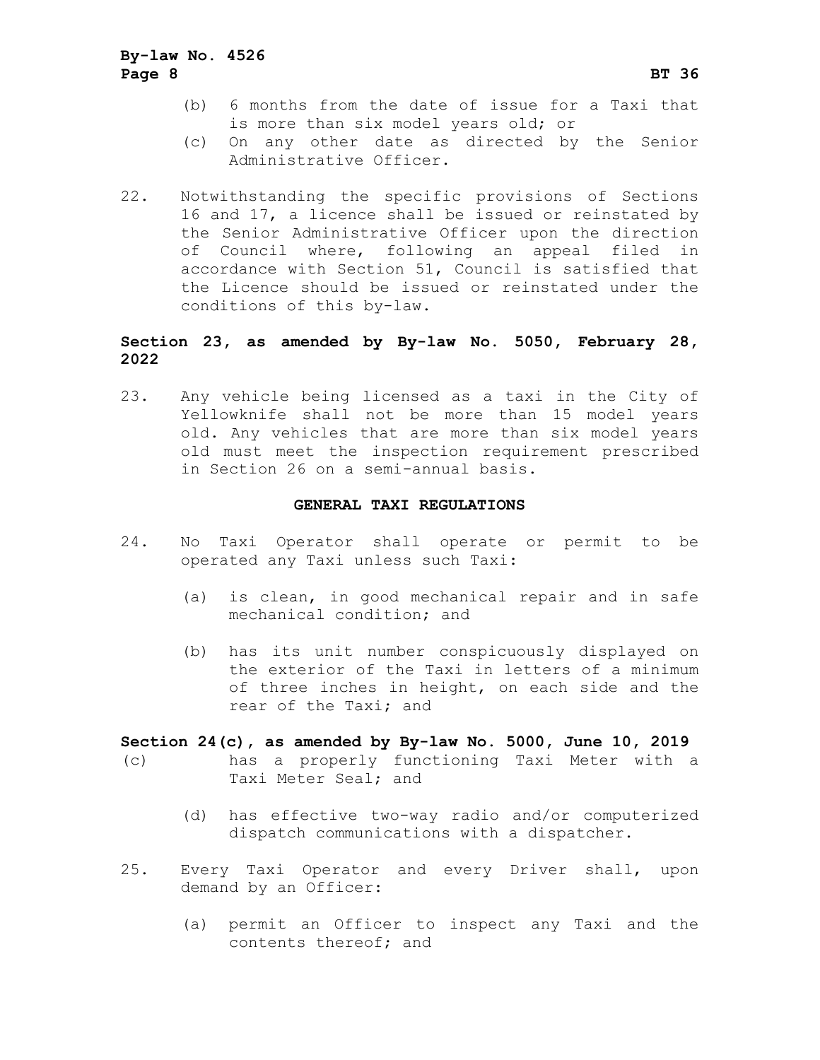(b) 6 months from the date of issue for a Taxi that is more than six model years old; or

(c) On any other date as directed by the Senior Administrative Officer.

22. Notwithstanding the specific provisions of Sections 16 and 17, a licence shall be issued or reinstated by the Senior Administrative Officer upon the direction of Council where, following an appeal filed in accordance with Section 51, Council is satisfied that the Licence should be issued or reinstated under the conditions of this by-law.

**Section 23, as amended by By-law No. 5050, February 28, 2022**

23. Any vehicle being licensed as a taxi in the City of Yellowknife shall not be more than 15 model years old. Any vehicles that are more than six model years old must meet the inspection requirement prescribed in Section 26 on a semi-annual basis.

### GENERAL TAXI REGULATIONS

24. No Taxi Operator shall operate or permit to be operated any Taxi unless such Taxi:

    (a) is clean, in good mechanical repair and in safe mechanical condition; and

    (b) has its unit number conspicuously displayed on the exterior of the Taxi in letters of a minimum of three inches in height, on each side and the rear of the Taxi; and

**Section 24(c), as amended by By-law No. 5000, June 10, 2019**

(c) has a properly functioning Taxi Meter with a Taxi Meter Seal; and

    (d) has effective two-way radio and/or computerized dispatch communications with a dispatcher.

25. Every Taxi Operator and every Driver shall, upon demand by an Officer:

    (a) permit an Officer to inspect any Taxi and the contents thereof; and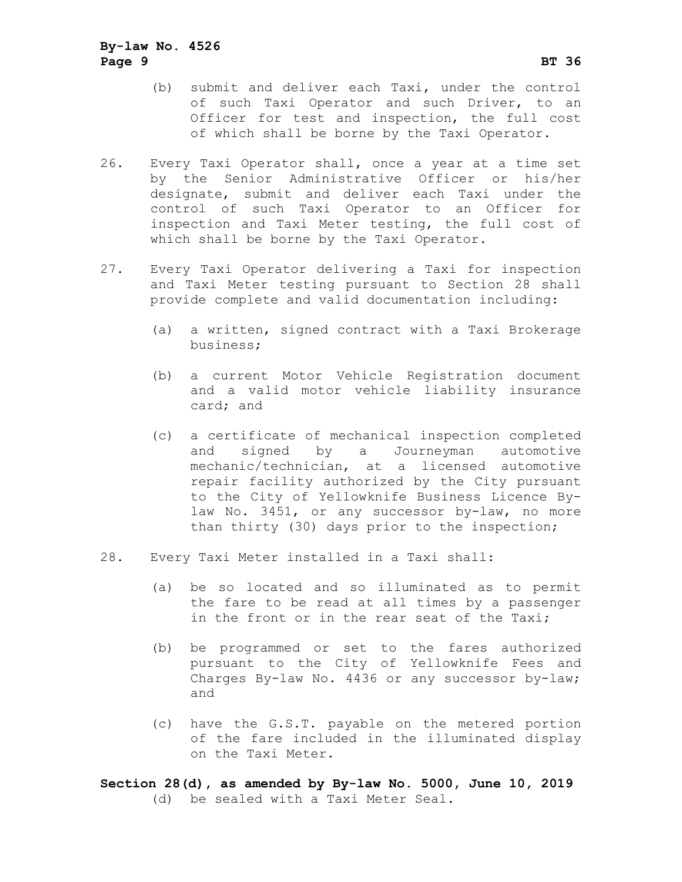(b) submit and deliver each Taxi, under the control of such Taxi Operator and such Driver, to an Officer for test and inspection, the full cost of which shall be borne by the Taxi Operator.

26. Every Taxi Operator shall, once a year at a time set by the Senior Administrative Officer or his/her designate, submit and deliver each Taxi under the control of such Taxi Operator to an Officer for inspection and Taxi Meter testing, the full cost of which shall be borne by the Taxi Operator.

27. Every Taxi Operator delivering a Taxi for inspection and Taxi Meter testing pursuant to Section 28 shall provide complete and valid documentation including:

   (a) a written, signed contract with a Taxi Brokerage business;

   (b) a current Motor Vehicle Registration document and a valid motor vehicle liability insurance card; and

   (c) a certificate of mechanical inspection completed and signed by a Journeyman automotive mechanic/technician, at a licensed automotive repair facility authorized by the City pursuant to the City of Yellowknife Business Licence By-law No. 3451, or any successor by-law, no more than thirty (30) days prior to the inspection;

28. Every Taxi Meter installed in a Taxi shall:

   (a) be so located and so illuminated as to permit the fare to be read at all times by a passenger in the front or in the rear seat of the Taxi;

   (b) be programmed or set to the fares authorized pursuant to the City of Yellowknife Fees and Charges By-law No. 4436 or any successor by-law; and

   (c) have the G.S.T. payable on the metered portion of the fare included in the illuminated display on the Taxi Meter.

**Section 28(d), as amended by By-law No. 5000, June 10, 2019**

   (d) be sealed with a Taxi Meter Seal.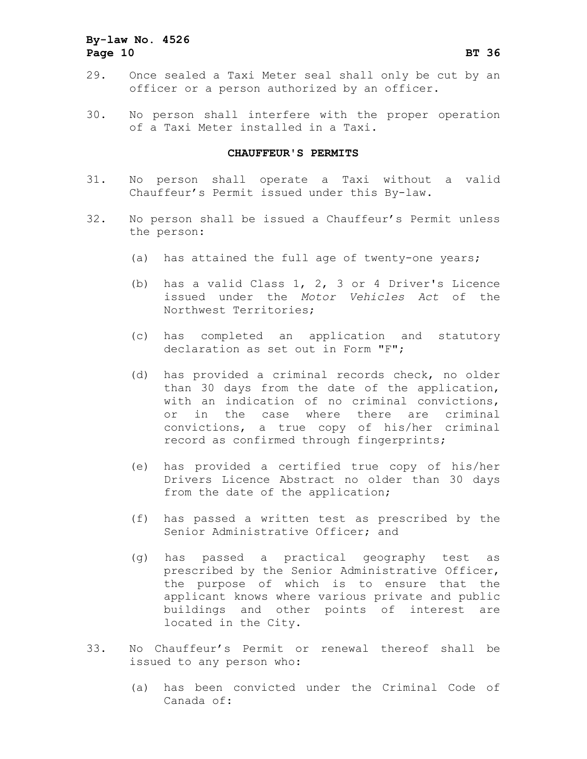29. Once sealed a Taxi Meter seal shall only be cut by an officer or a person authorized by an officer.

30. No person shall interfere with the proper operation of a Taxi Meter installed in a Taxi.

**CHAUFFEUR'S PERMITS**

31. No person shall operate a Taxi without a valid Chauffeur's Permit issued under this By-law.

32. No person shall be issued a Chauffeur's Permit unless the person:

    (a) has attained the full age of twenty-one years;

    (b) has a valid Class 1, 2, 3 or 4 Driver's Licence issued under the *Motor Vehicles Act* of the Northwest Territories;

    (c) has completed an application and statutory declaration as set out in Form "F";

    (d) has provided a criminal records check, no older than 30 days from the date of the application, with an indication of no criminal convictions, or in the case where there are criminal convictions, a true copy of his/her criminal record as confirmed through fingerprints;

    (e) has provided a certified true copy of his/her Drivers Licence Abstract no older than 30 days from the date of the application;

    (f) has passed a written test as prescribed by the Senior Administrative Officer; and

    (g) has passed a practical geography test as prescribed by the Senior Administrative Officer, the purpose of which is to ensure that the applicant knows where various private and public buildings and other points of interest are located in the City.

33. No Chauffeur's Permit or renewal thereof shall be issued to any person who:

    (a) has been convicted under the Criminal Code of Canada of: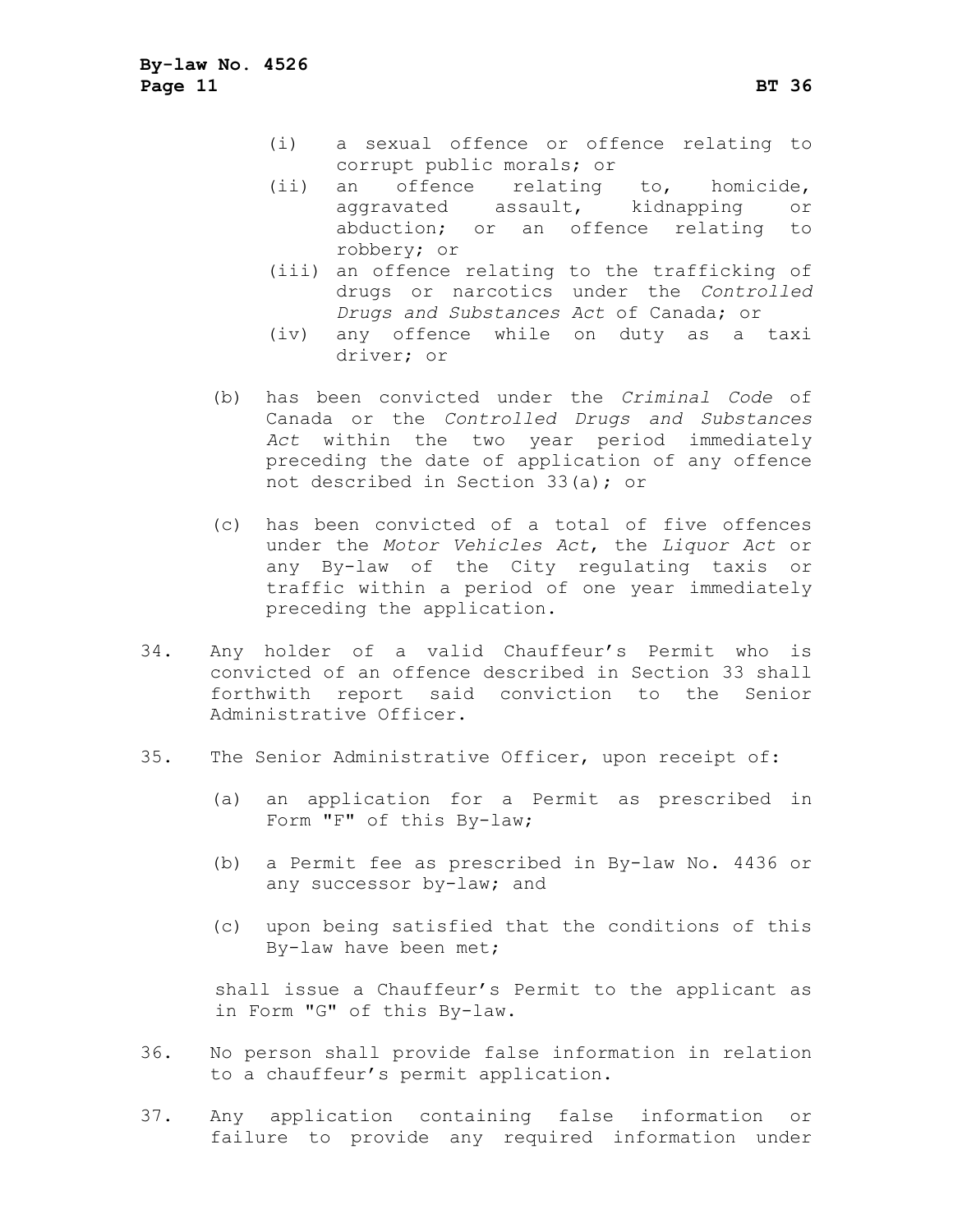- (i) a sexual offence or offence relating to corrupt public morals; or
- (ii) an offence relating to, homicide, aggravated assault, kidnapping or abduction; or an offence relating to robbery; or
- (iii) an offence relating to the trafficking of drugs or narcotics under the *Controlled Drugs and Substances Act* of Canada; or
- (iv) any offence while on duty as a taxi driver; or

(b) has been convicted under the *Criminal Code* of Canada or the *Controlled Drugs and Substances Act* within the two year period immediately preceding the date of application of any offence not described in Section 33(a); or

(c) has been convicted of a total of five offences under the *Motor Vehicles Act*, the *Liquor Act* or any By-law of the City regulating taxis or traffic within a period of one year immediately preceding the application.

34. Any holder of a valid Chauffeur's Permit who is convicted of an offence described in Section 33 shall forthwith report said conviction to the Senior Administrative Officer.

35. The Senior Administrative Officer, upon receipt of:

(a) an application for a Permit as prescribed in Form "F" of this By-law;

(b) a Permit fee as prescribed in By-law No. 4436 or any successor by-law; and

(c) upon being satisfied that the conditions of this By-law have been met;

shall issue a Chauffeur's Permit to the applicant as in Form "G" of this By-law.

36. No person shall provide false information in relation to a chauffeur's permit application.

37. Any application containing false information or failure to provide any required information under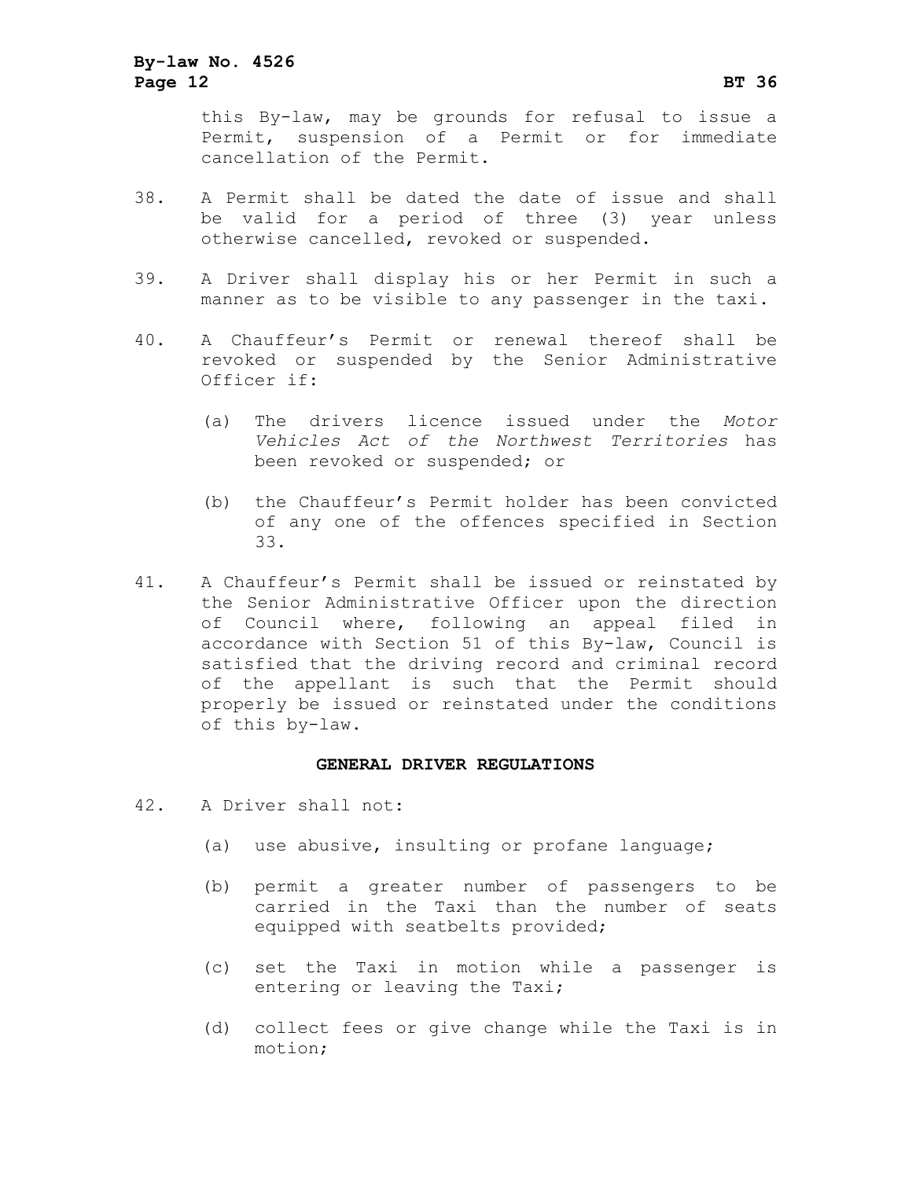this By-law, may be grounds for refusal to issue a Permit, suspension of a Permit or for immediate cancellation of the Permit.

38. A Permit shall be dated the date of issue and shall be valid for a period of three (3) year unless otherwise cancelled, revoked or suspended.

39. A Driver shall display his or her Permit in such a manner as to be visible to any passenger in the taxi.

40. A Chauffeur's Permit or renewal thereof shall be revoked or suspended by the Senior Administrative Officer if:

    (a) The drivers licence issued under the *Motor Vehicles Act of the Northwest Territories* has been revoked or suspended; or

    (b) the Chauffeur's Permit holder has been convicted of any one of the offences specified in Section 33.

41. A Chauffeur's Permit shall be issued or reinstated by the Senior Administrative Officer upon the direction of Council where, following an appeal filed in accordance with Section 51 of this By-law, Council is satisfied that the driving record and criminal record of the appellant is such that the Permit should properly be issued or reinstated under the conditions of this by-law.

## GENERAL DRIVER REGULATIONS

42. A Driver shall not:

    (a) use abusive, insulting or profane language;

    (b) permit a greater number of passengers to be carried in the Taxi than the number of seats equipped with seatbelts provided;

    (c) set the Taxi in motion while a passenger is entering or leaving the Taxi;

    (d) collect fees or give change while the Taxi is in motion;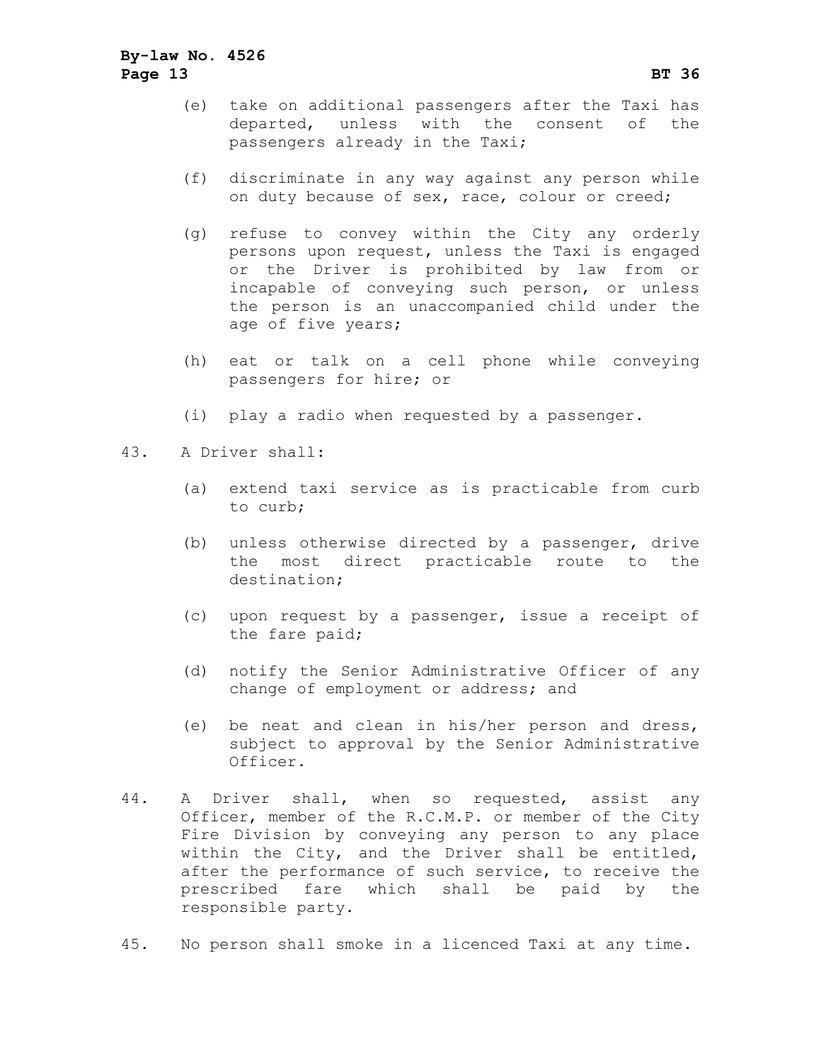(e) take on additional passengers after the Taxi has departed, unless with the consent of the passengers already in the Taxi;

(f) discriminate in any way against any person while on duty because of sex, race, colour or creed;

(g) refuse to convey within the City any orderly persons upon request, unless the Taxi is engaged or the Driver is prohibited by law from or incapable of conveying such person, or unless the person is an unaccompanied child under the age of five years;

(h) eat or talk on a cell phone while conveying passengers for hire; or

(i) play a radio when requested by a passenger.

43. A Driver shall:

(a) extend taxi service as is practicable from curb to curb;

(b) unless otherwise directed by a passenger, drive the most direct practicable route to the destination;

(c) upon request by a passenger, issue a receipt of the fare paid;

(d) notify the Senior Administrative Officer of any change of employment or address; and

(e) be neat and clean in his/her person and dress, subject to approval by the Senior Administrative Officer.

44. A Driver shall, when so requested, assist any Officer, member of the R.C.M.P. or member of the City Fire Division by conveying any person to any place within the City, and the Driver shall be entitled, after the performance of such service, to receive the prescribed fare which shall be paid by the responsible party.

45. No person shall smoke in a licenced Taxi at any time.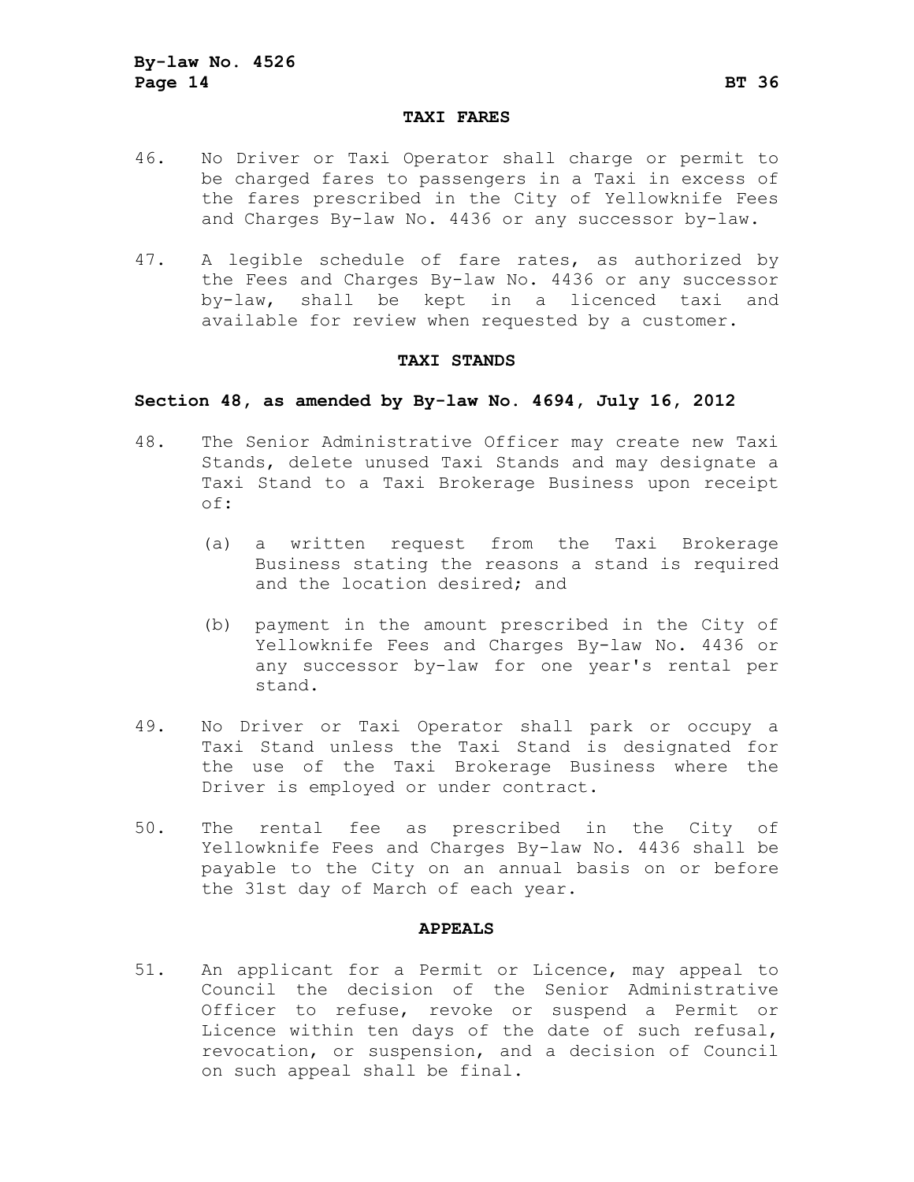## TAXI FARES

46. No Driver or Taxi Operator shall charge or permit to be charged fares to passengers in a Taxi in excess of the fares prescribed in the City of Yellowknife Fees and Charges By-law No. 4436 or any successor by-law.

47. A legible schedule of fare rates, as authorized by the Fees and Charges By-law No. 4436 or any successor by-law, shall be kept in a licenced taxi and available for review when requested by a customer.

## TAXI STANDS

**Section 48, as amended by By-law No. 4694, July 16, 2012**

48. The Senior Administrative Officer may create new Taxi Stands, delete unused Taxi Stands and may designate a Taxi Stand to a Taxi Brokerage Business upon receipt of:

    (a) a written request from the Taxi Brokerage Business stating the reasons a stand is required and the location desired; and

    (b) payment in the amount prescribed in the City of Yellowknife Fees and Charges By-law No. 4436 or any successor by-law for one year's rental per stand.

49. No Driver or Taxi Operator shall park or occupy a Taxi Stand unless the Taxi Stand is designated for the use of the Taxi Brokerage Business where the Driver is employed or under contract.

50. The rental fee as prescribed in the City of Yellowknife Fees and Charges By-law No. 4436 shall be payable to the City on an annual basis on or before the 31st day of March of each year.

## APPEALS

51. An applicant for a Permit or Licence, may appeal to Council the decision of the Senior Administrative Officer to refuse, revoke or suspend a Permit or Licence within ten days of the date of such refusal, revocation, or suspension, and a decision of Council on such appeal shall be final.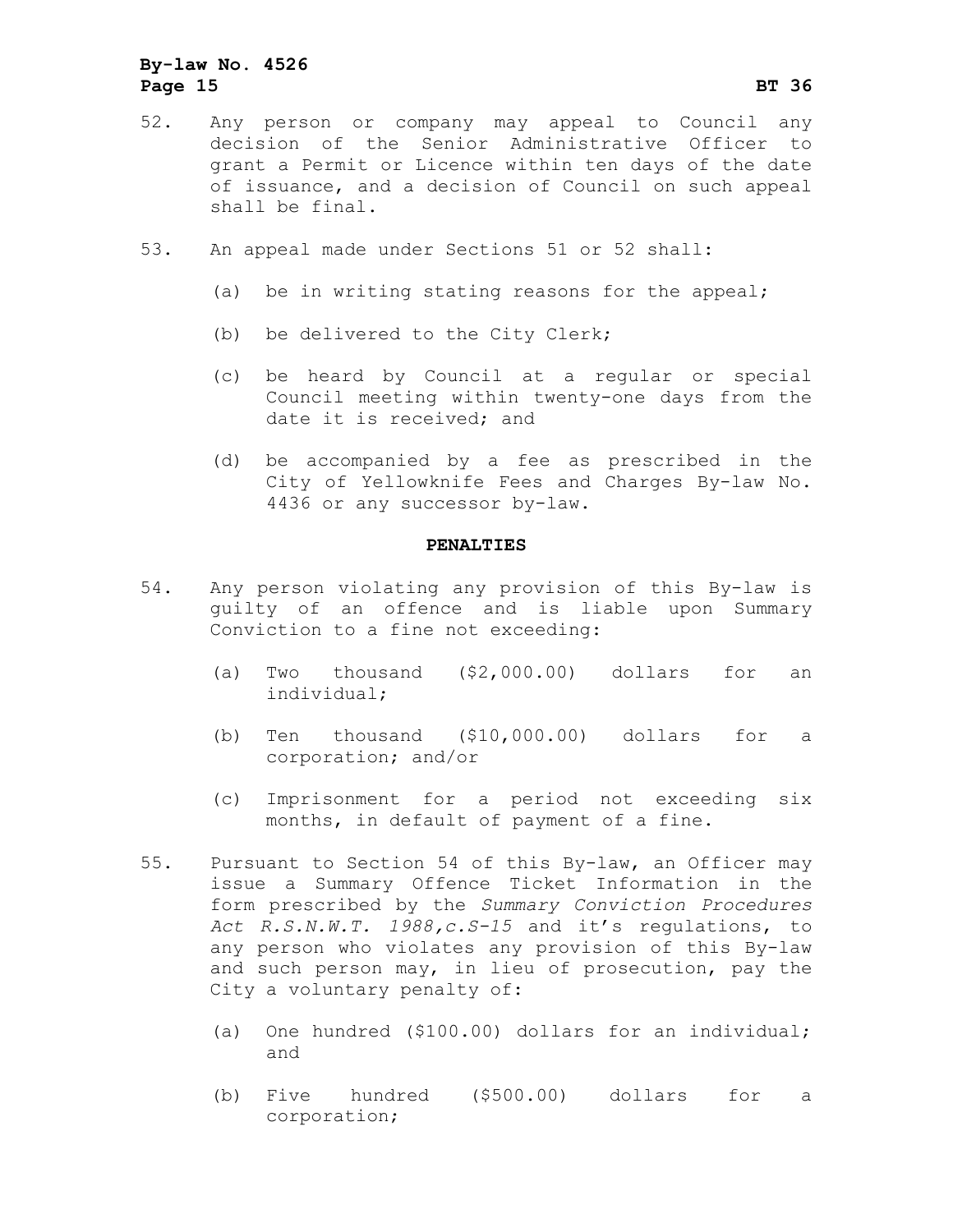52. Any person or company may appeal to Council any decision of the Senior Administrative Officer to grant a Permit or Licence within ten days of the date of issuance, and a decision of Council on such appeal shall be final.

53. An appeal made under Sections 51 or 52 shall:

    (a) be in writing stating reasons for the appeal;

    (b) be delivered to the City Clerk;

    (c) be heard by Council at a regular or special Council meeting within twenty-one days from the date it is received; and

    (d) be accompanied by a fee as prescribed in the City of Yellowknife Fees and Charges By-law No. 4436 or any successor by-law.

**PENALTIES**

54. Any person violating any provision of this By-law is guilty of an offence and is liable upon Summary Conviction to a fine not exceeding:

    (a) Two thousand ($2,000.00) dollars for an individual;

    (b) Ten thousand ($10,000.00) dollars for a corporation; and/or

    (c) Imprisonment for a period not exceeding six months, in default of payment of a fine.

55. Pursuant to Section 54 of this By-law, an Officer may issue a Summary Offence Ticket Information in the form prescribed by the *Summary Conviction Procedures Act R.S.N.W.T. 1988,c.S-15* and it's regulations, to any person who violates any provision of this By-law and such person may, in lieu of prosecution, pay the City a voluntary penalty of:

    (a) One hundred ($100.00) dollars for an individual; and

    (b) Five hundred ($500.00) dollars for a corporation;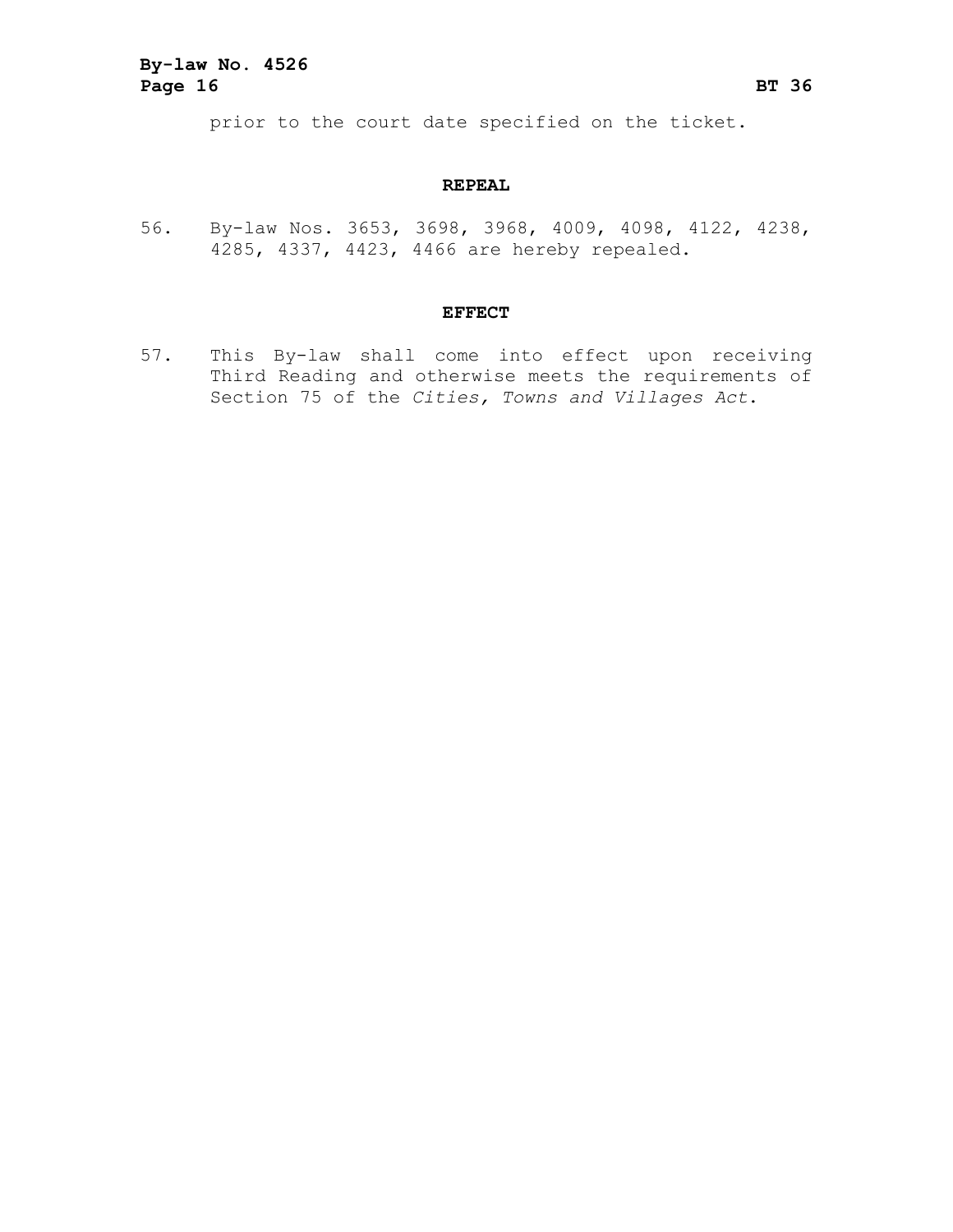prior to the court date specified on the ticket.

## REPEAL

56. By-law Nos. 3653, 3698, 3968, 4009, 4098, 4122, 4238, 4285, 4337, 4423, 4466 are hereby repealed.

## EFFECT

57. This By-law shall come into effect upon receiving Third Reading and otherwise meets the requirements of Section 75 of the *Cities, Towns and Villages Act*.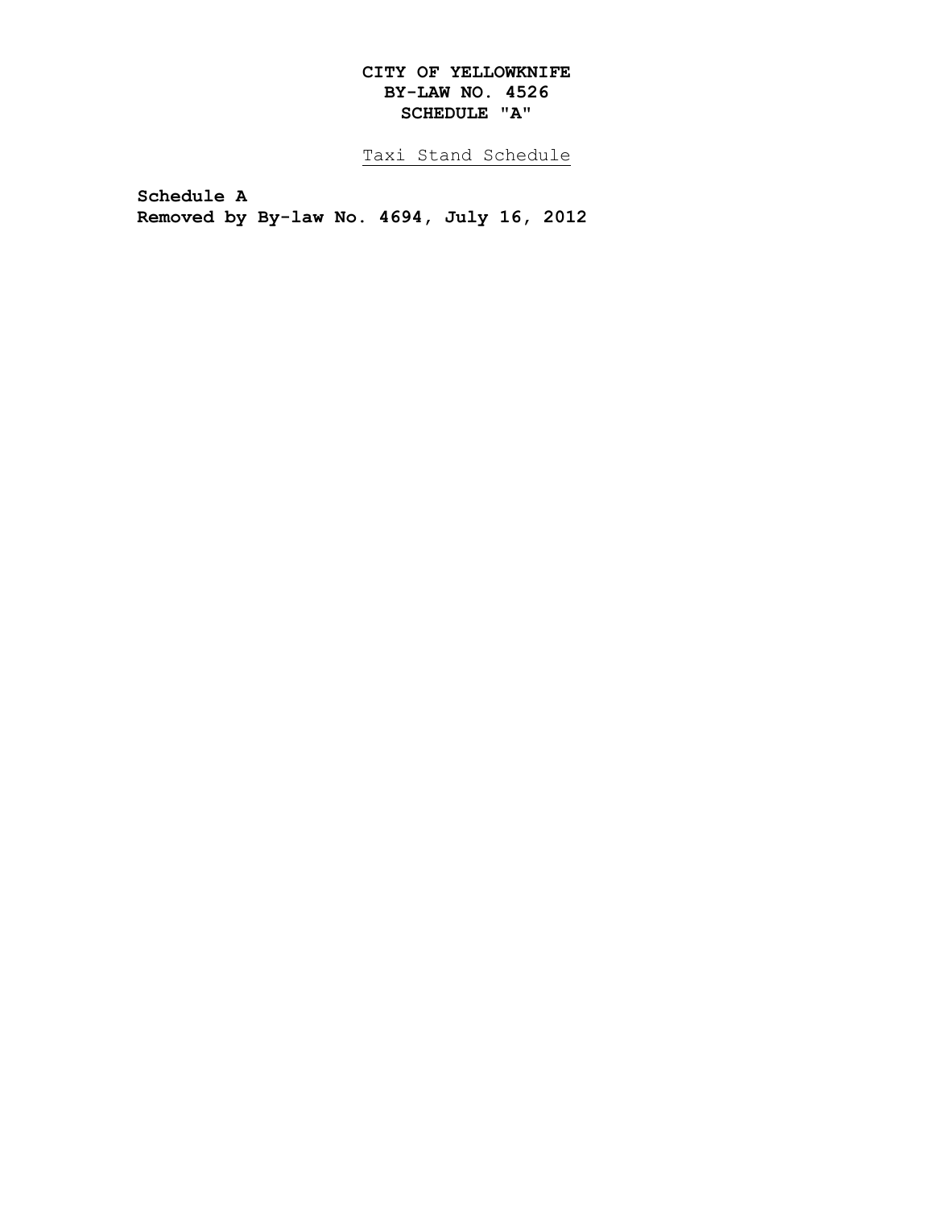**CITY OF YELLOWKNIFE**
**BY-LAW NO. 4526**
**SCHEDULE "A"**

Taxi Stand Schedule

**Schedule A**
**Removed by By-law No. 4694, July 16, 2012**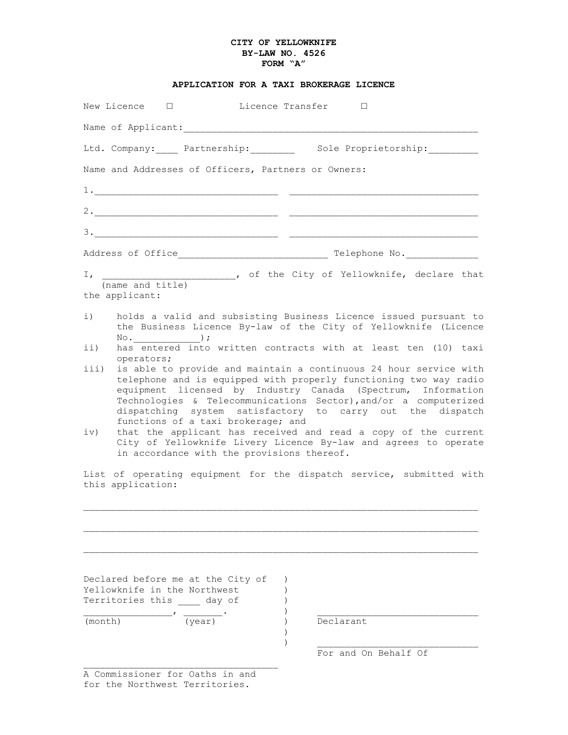**CITY OF YELLOWKNIFE**
**BY-LAW NO. 4526**
**FORM "A"**

**APPLICATION FOR A TAXI BROKERAGE LICENCE**

New Licence ☐ Licence Transfer ☐

Name of Applicant:_______________________________________________________

Ltd. Company:____ Partnership:________ Sole Proprietorship:_________

Name and Addresses of Officers, Partners or Owners:

1.________________________________ __________________________________

2.________________________________ __________________________________

3.________________________________ __________________________________

Address of Office__________________________ Telephone No.____________

I, _______________________, of the City of Yellowknife, declare that
(name and title)
the applicant:

i) holds a valid and subsisting Business Licence issued pursuant to the Business Licence By-law of the City of Yellowknife (Licence No.____________);
ii) has entered into written contracts with at least ten (10) taxi operators;
iii) is able to provide and maintain a continuous 24 hour service with telephone and is equipped with properly functioning two way radio equipment licensed by Industry Canada (Spectrum, Information Technologies & Telecommunications Sector),and/or a computerized dispatching system satisfactory to carry out the dispatch functions of a taxi brokerage; and
iv) that the applicant has received and read a copy of the current City of Yellowknife Livery Licence By-law and agrees to operate in accordance with the provisions thereof.

List of operating equipment for the dispatch service, submitted with this application:

_________________________________________________________________________

_________________________________________________________________________

_________________________________________________________________________

Declared before me at the City of Yellowknife in the Northwest Territories this ____ day of
________________, _______.
(month) (year)

_____________________________
Declarant

_____________________________
For and On Behalf Of

___________________________________
A Commissioner for Oaths in and for the Northwest Territories.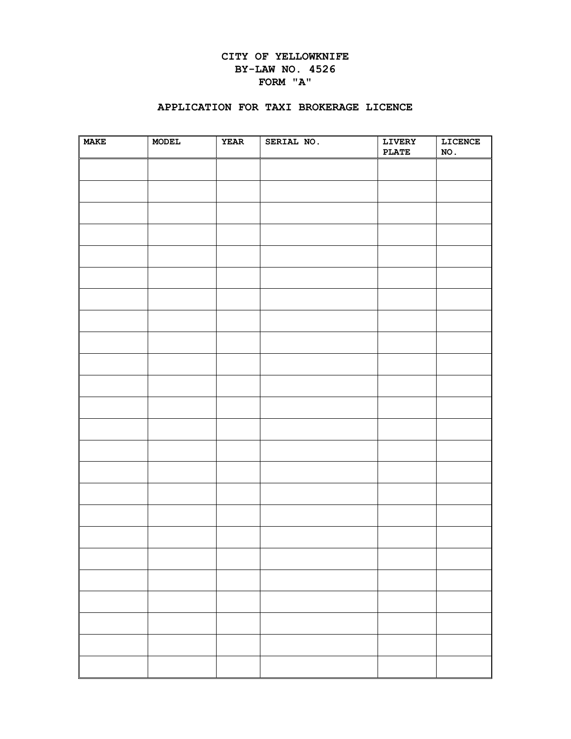**CITY OF YELLOWKNIFE**
**BY-LAW NO. 4526**
**FORM "A"**

## APPLICATION FOR TAXI BROKERAGE LICENCE

| MAKE | MODEL | YEAR | SERIAL NO. | LIVERY PLATE | LICENCE NO. |
|---|---|---|---|---|---|
| | | | | | |
| | | | | | |
| | | | | | |
| | | | | | |
| | | | | | |
| | | | | | |
| | | | | | |
| | | | | | |
| | | | | | |
| | | | | | |
| | | | | | |
| | | | | | |
| | | | | | |
| | | | | | |
| | | | | | |
| | | | | | |
| | | | | | |
| | | | | | |
| | | | | | |
| | | | | | |
| | | | | | |
| | | | | | |
| | | | | | |
| | | | | | |
| | | | | | |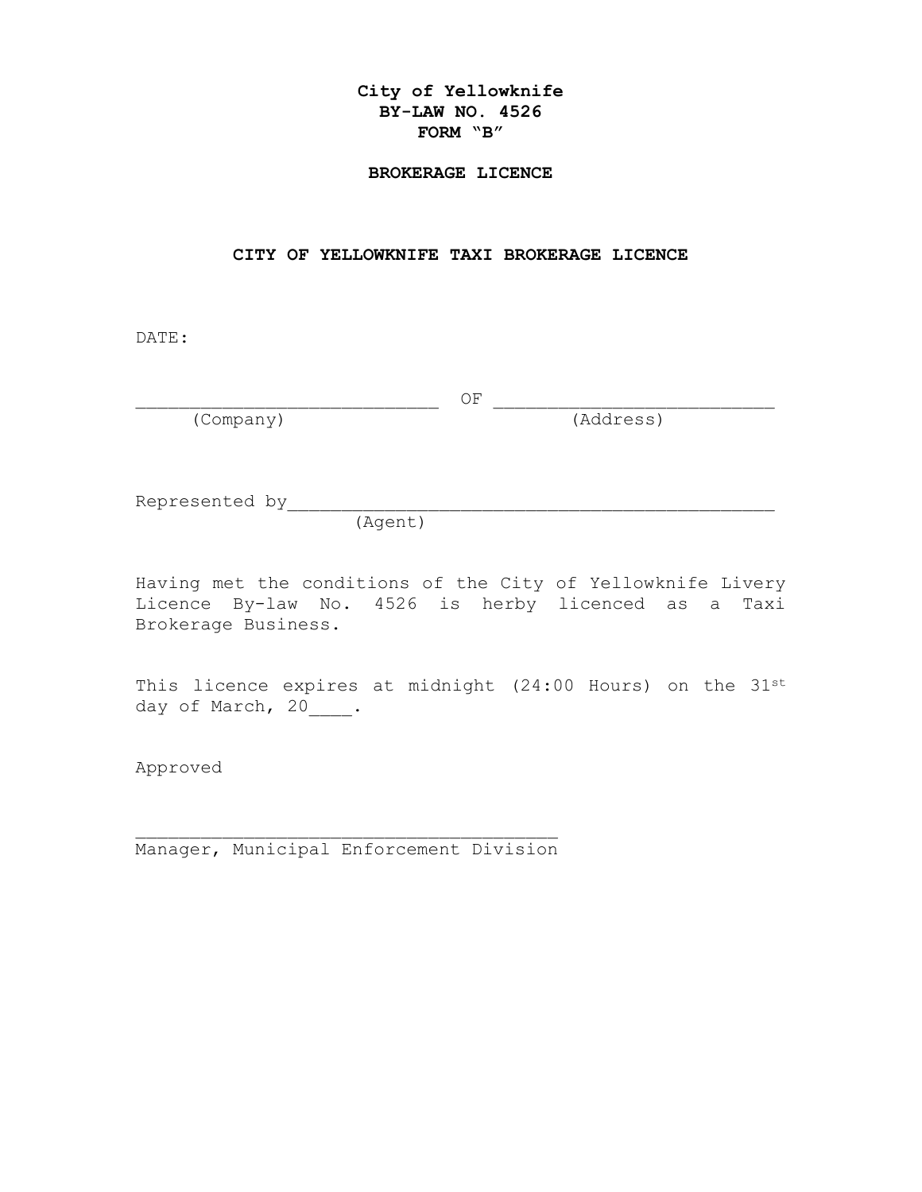**City of Yellowknife**
**BY-LAW NO. 4526**
**FORM "B"**

**BROKERAGE LICENCE**

**CITY OF YELLOWKNIFE TAXI BROKERAGE LICENCE**

DATE:

____________________________ OF __________________________
(Company) (Address)

Represented by_____________________________________________
(Agent)

Having met the conditions of the City of Yellowknife Livery Licence By-law No. 4526 is herby licenced as a Taxi Brokerage Business.

This licence expires at midnight (24:00 Hours) on the 31st day of March, 20____.

Approved

_______________________________________
Manager, Municipal Enforcement Division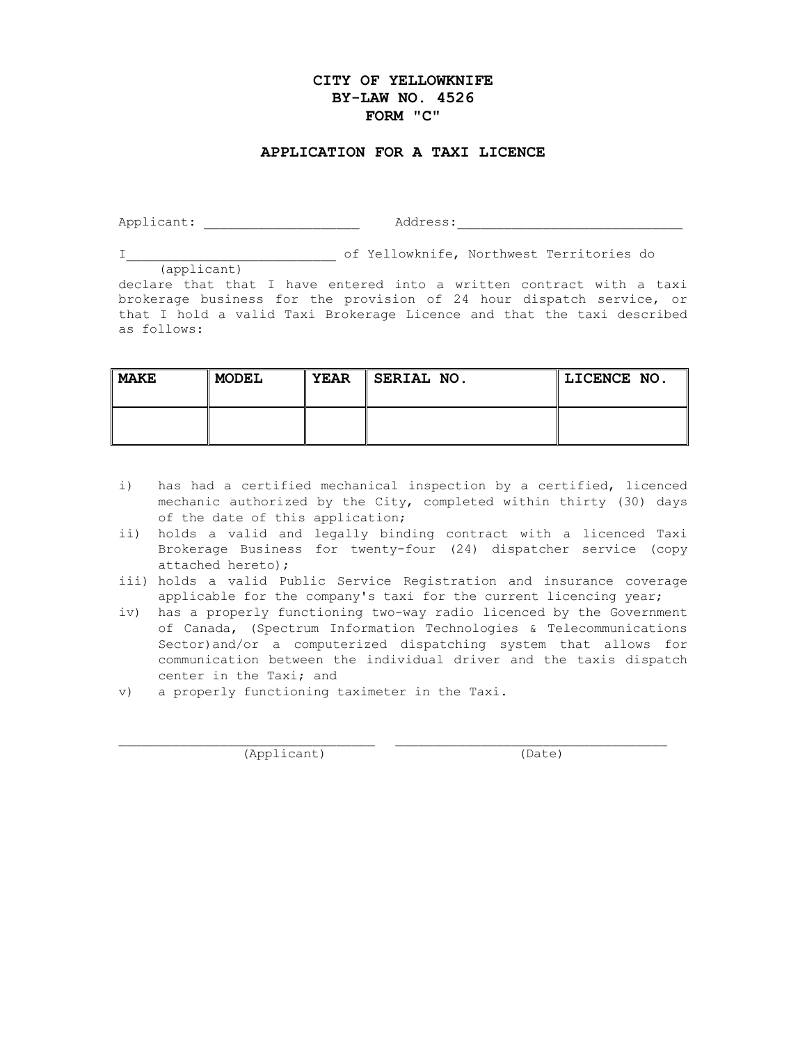# CITY OF YELLOWKNIFE
# BY-LAW NO. 4526
# FORM "C"

## APPLICATION FOR A TAXI LICENCE

Applicant: ___________________ Address:____________________________

I__________________________ of Yellowknife, Northwest Territories do
(applicant)
declare that that I have entered into a written contract with a taxi brokerage business for the provision of 24 hour dispatch service, or that I hold a valid Taxi Brokerage Licence and that the taxi described as follows:

| MAKE | MODEL | YEAR | SERIAL NO. | LICENCE NO. |
|---|---|---|---|---|
| | | | | |

i) has had a certified mechanical inspection by a certified, licenced mechanic authorized by the City, completed within thirty (30) days of the date of this application;

ii) holds a valid and legally binding contract with a licenced Taxi Brokerage Business for twenty-four (24) dispatcher service (copy attached hereto);

iii) holds a valid Public Service Registration and insurance coverage applicable for the company's taxi for the current licencing year;

iv) has a properly functioning two-way radio licenced by the Government of Canada, (Spectrum Information Technologies & Telecommunications Sector)and/or a computerized dispatching system that allows for communication between the individual driver and the taxis dispatch center in the Taxi; and

v) a properly functioning taximeter in the Taxi.

_________________________________ _________________________________
(Applicant) (Date)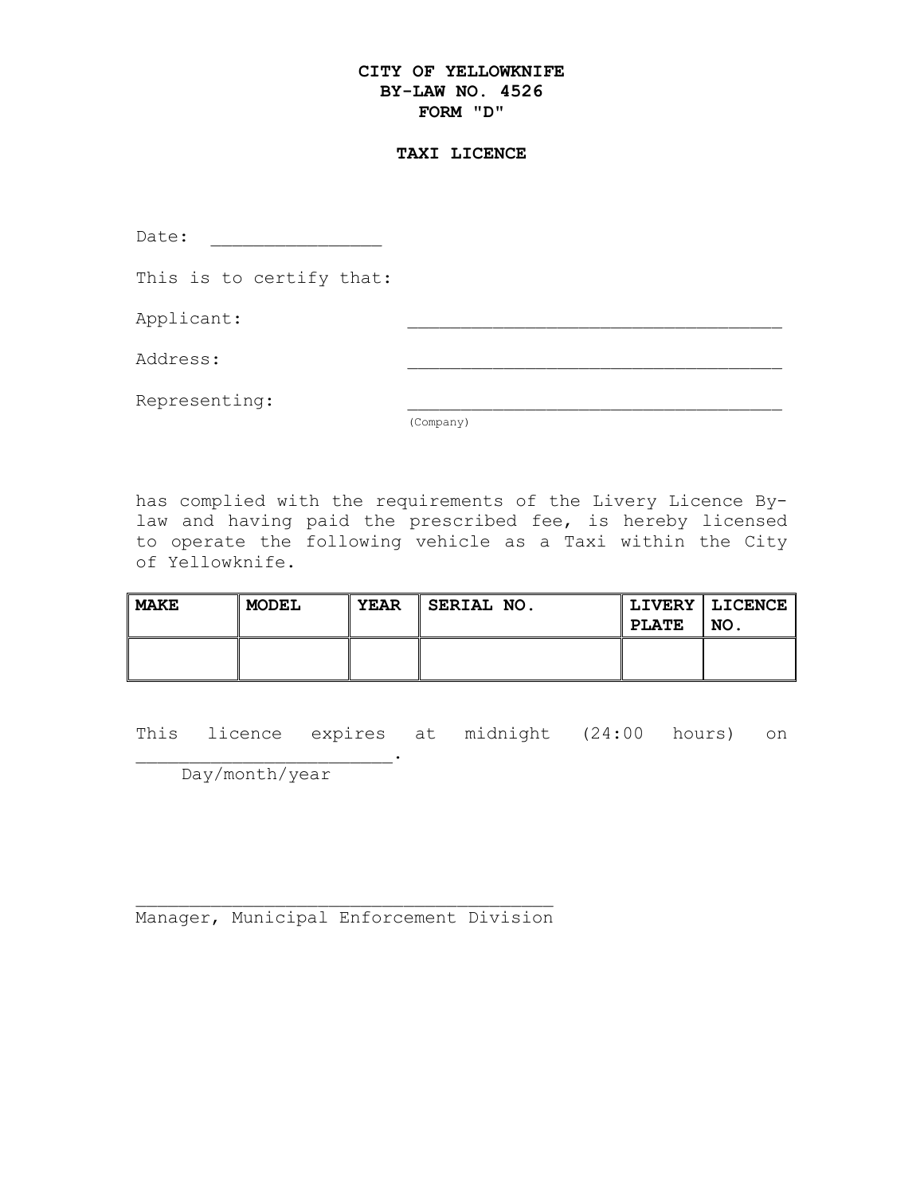**CITY OF YELLOWKNIFE**
**BY-LAW NO. 4526**
**FORM "D"**

**TAXI LICENCE**

Date: ________________

This is to certify that:

Applicant: ____________________________________

Address: ____________________________________

Representing: ____________________________________
(Company)

has complied with the requirements of the Livery Licence By-law and having paid the prescribed fee, is hereby licensed to operate the following vehicle as a Taxi within the City of Yellowknife.

| MAKE | MODEL | YEAR | SERIAL NO. | LIVERY PLATE | LICENCE NO. |
|---|---|---|---|---|---|
| | | | | | |

This licence expires at midnight (24:00 hours) on ________________________.
Day/month/year

________________________________________
Manager, Municipal Enforcement Division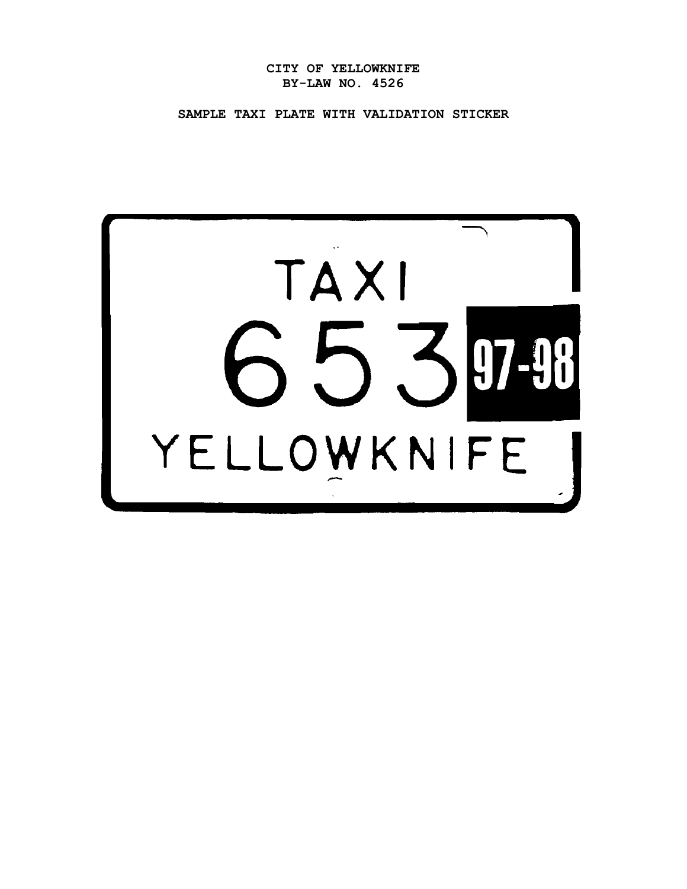CITY OF YELLOWKNIFE
BY-LAW NO. 4526

SAMPLE TAXI PLATE WITH VALIDATION STICKER

TAXI
653 97-98
YELLOWKNIFE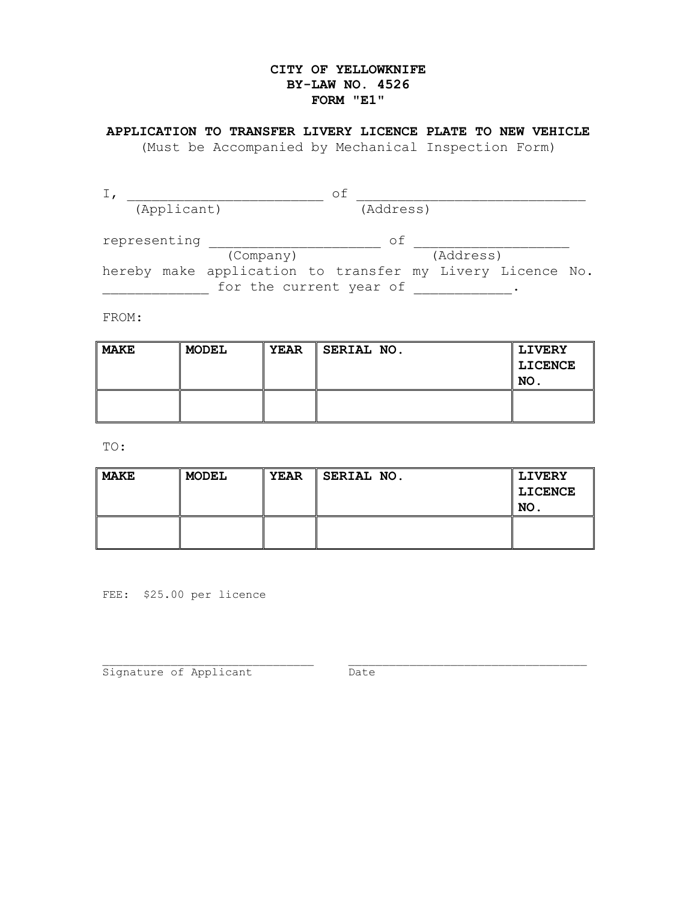**CITY OF YELLOWKNIFE**
**BY-LAW NO. 4526**
**FORM "E1"**

**APPLICATION TO TRANSFER LIVERY LICENCE PLATE TO NEW VEHICLE**
(Must be Accompanied by Mechanical Inspection Form)

I, _________________________ of _____________________________
(Applicant) (Address)

representing ______________________ of ____________________
(Company) (Address)
hereby make application to transfer my Livery Licence No. _____________ for the current year of ____________.

FROM:

| MAKE | MODEL | YEAR | SERIAL NO. | LIVERY LICENCE NO. |
|---|---|---|---|---|
| | | | | |

TO:

| MAKE | MODEL | YEAR | SERIAL NO. | LIVERY LICENCE NO. |
|---|---|---|---|---|
| | | | | |

FEE: $25.00 per licence

________________________________ ____________________________________
Signature of Applicant Date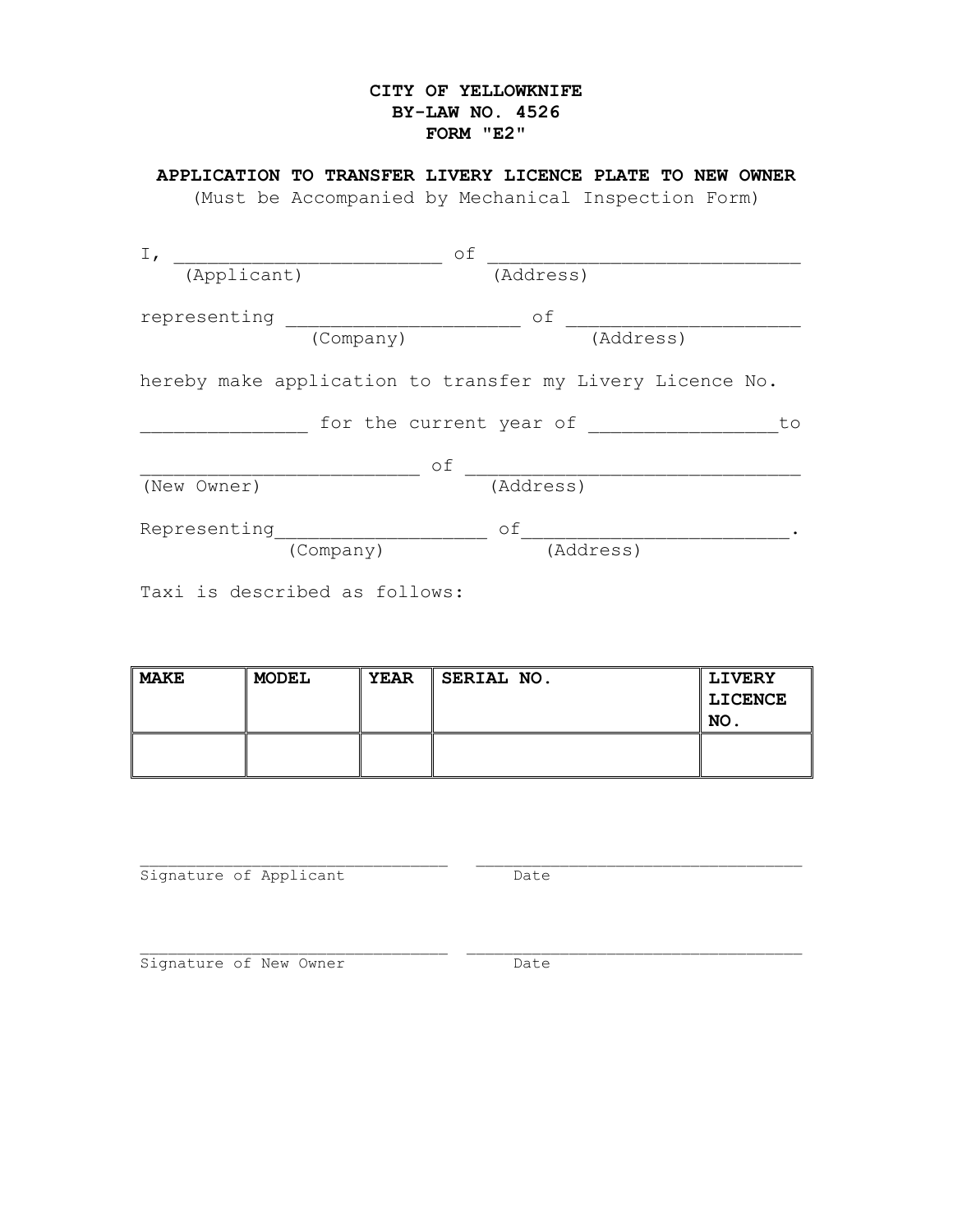**CITY OF YELLOWKNIFE**
**BY-LAW NO. 4526**
**FORM "E2"**

**APPLICATION TO TRANSFER LIVERY LICENCE PLATE TO NEW OWNER**
(Must be Accompanied by Mechanical Inspection Form)

I, ________________________ of ____________________________
(Applicant) (Address)

representing ______________________ of _____________________
(Company) (Address)

hereby make application to transfer my Livery Licence No.

_______________ for the current year of _________________to

__________________________ of _______________________________
(New Owner) (Address)

Representing___________________ of________________________.
(Company) (Address)

Taxi is described as follows:

| MAKE | MODEL | YEAR | SERIAL NO. | LIVERY LICENCE NO. |
|---|---|---|---|---|
| | | | | |

____________________________ ______________________________
Signature of Applicant Date

____________________________ ______________________________
Signature of New Owner Date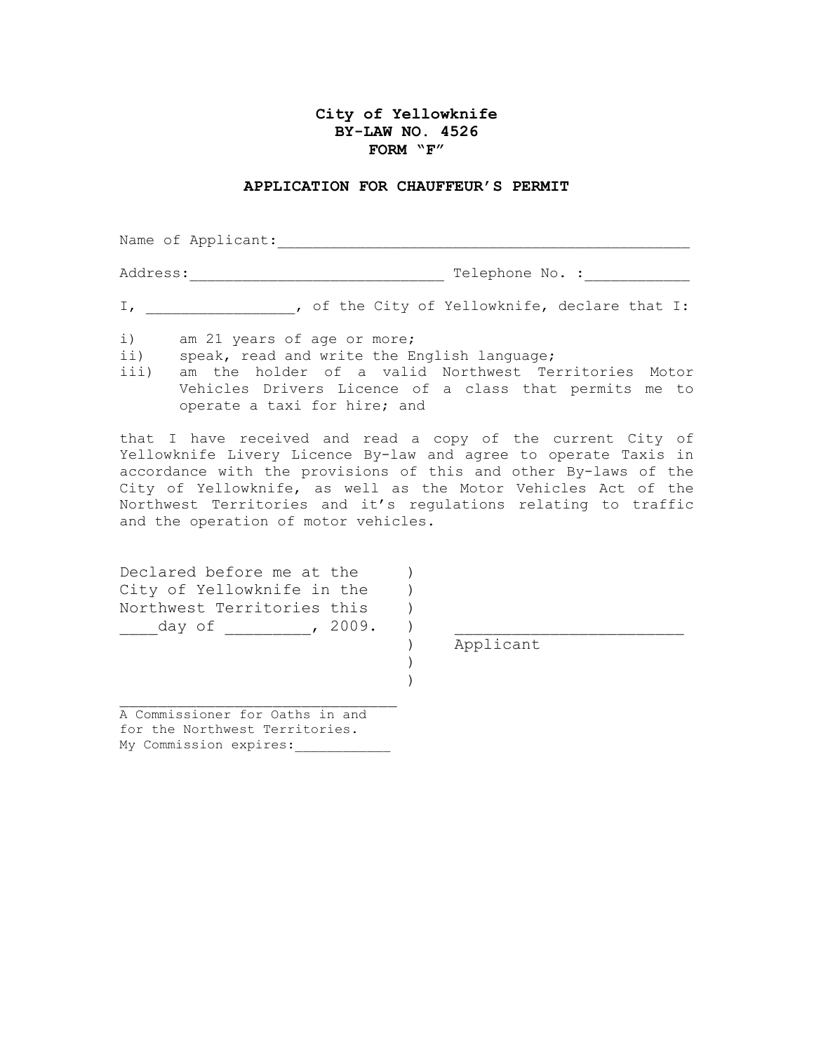**City of Yellowknife**
**BY-LAW NO. 4526**
**FORM "F"**

**APPLICATION FOR CHAUFFEUR'S PERMIT**

Name of Applicant:_______________________________________________

Address:_____________________________ Telephone No. :___________

I, ________________, of the City of Yellowknife, declare that I:

i) am 21 years of age or more;
ii) speak, read and write the English language;
iii) am the holder of a valid Northwest Territories Motor Vehicles Drivers Licence of a class that permits me to operate a taxi for hire; and

that I have received and read a copy of the current City of Yellowknife Livery Licence By-law and agree to operate Taxis in accordance with the provisions of this and other By-laws of the City of Yellowknife, as well as the Motor Vehicles Act of the Northwest Territories and it's regulations relating to traffic and the operation of motor vehicles.

Declared before me at the )
City of Yellowknife in the )
Northwest Territories this )
____day of _________, 2009. ) ________________________
) Applicant
)
)

________________________________
A Commissioner for Oaths in and for the Northwest Territories.
My Commission expires:___________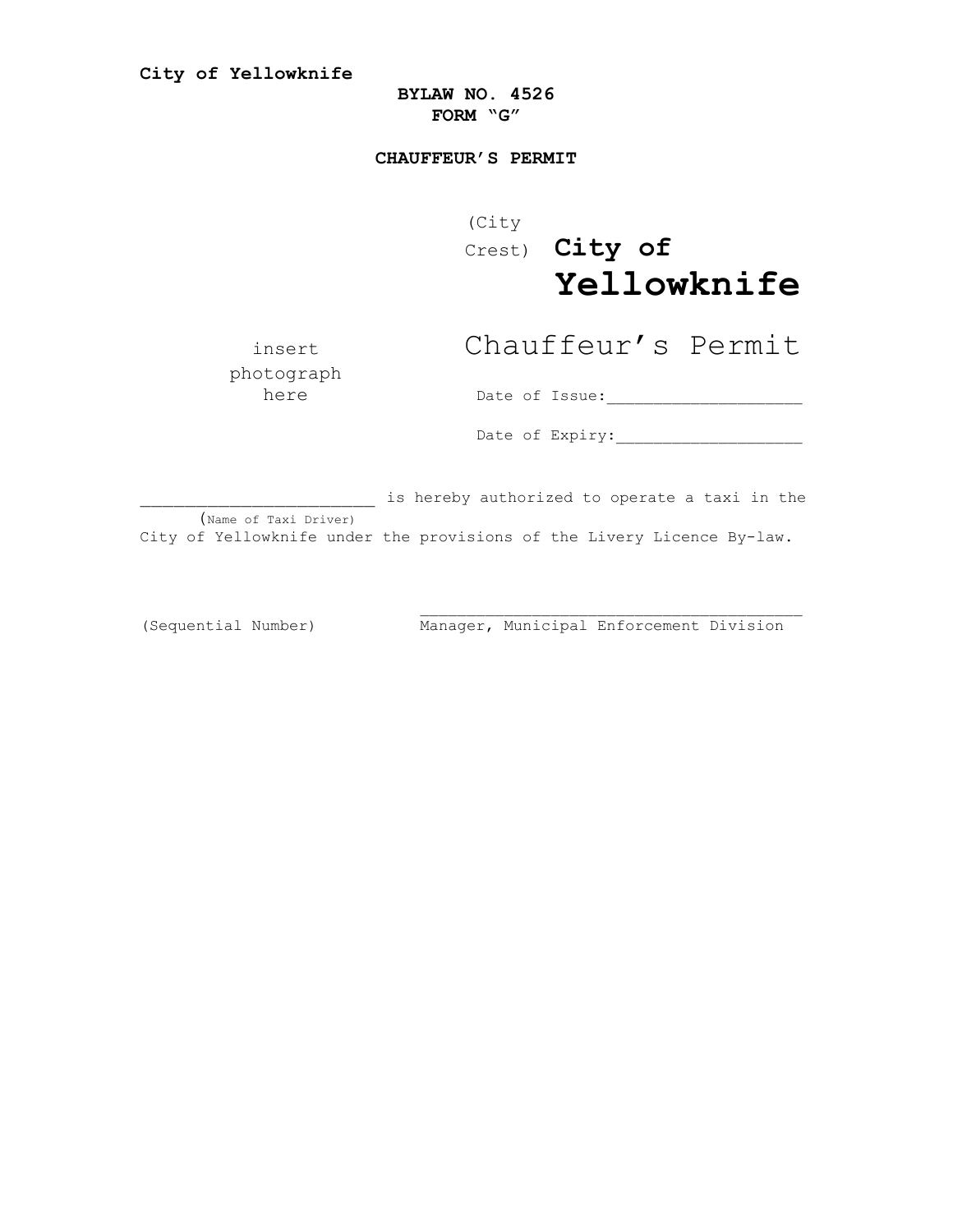**City of Yellowknife**

**BYLAW NO. 4526**
**FORM "G"**

**CHAUFFEUR'S PERMIT**

(City Crest) **City of Yellowknife**

insert photograph here

Chauffeur's Permit

Date of Issue:____________________

Date of Expiry:___________________

________________________ is hereby authorized to operate a taxi in the
(Name of Taxi Driver)
City of Yellowknife under the provisions of the Livery Licence By-law.

(Sequential Number)

_________________________________________
Manager, Municipal Enforcement Division